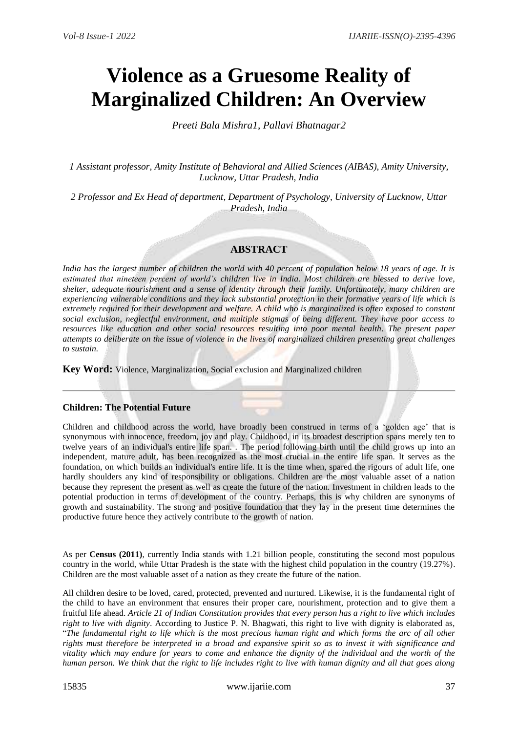# Violence as a Gruesome Reality of Marginalized Children: An Overview

*Preeti Bala Mishra1, Pallavi Bhatnagar2*

*1 Assistant professor, Amity Institute of Behavioral and Allied Sciences (AIBAS), Amity University, Lucknow, Uttar Pradesh, India*

*2 Professor and Ex Head of department, Department of Psychology, University of Lucknow, Uttar Pradesh, India*

## ABSTRACT

*India has the largest number of children the world with 40 percent of population below 18 years of age. It is estimated that nineteen percent of world's children live in India. Most children are blessed to derive love, shelter, adequate nourishment and a sense of identity through their family. Unfortunately, many children are experiencing vulnerable conditions and they lack substantial protection in their formative years of life which is extremely required for their development and welfare. A child who is marginalized is often exposed to constant social exclusion, neglectful environment, and multiple stigmas of being different. They have poor access to resources like education and other social resources resulting into poor mental health. The present paper attempts to deliberate on the issue of violence in the lives of marginalized children presenting great challenges to sustain.*

**Key Word:** Violence, Marginalization, Social exclusion and Marginalized children

### Children: The Potential Future

Children and childhood across the world, have broadly been construed in terms of a 'golden age' that is synonymous with innocence, freedom, joy and play. Childhood, in its broadest description spans merely ten to twelve years of an individual's entire life span. . The period following birth until the child grows up into an independent, mature adult, has been recognized as the most crucial in the entire life span. It serves as the foundation, on which builds an individual's entire life. It is the time when, spared the rigours of adult life, one hardly shoulders any kind of responsibility or obligations. Children are the most valuable asset of a nation because they represent the present as well as create the future of the nation. Investment in children leads to the potential production in terms of development of the country. Perhaps, this is why children are synonyms of growth and sustainability. The strong and positive foundation that they lay in the present time determines the productive future hence they actively contribute to the growth of nation.

As per **Census (2011)**, currently India stands with 1.21 billion people, constituting the second most populous country in the world, while Uttar Pradesh is the state with the highest child population in the country (19.27%). Children are the most valuable asset of a nation as they create the future of the nation.

All children desire to be loved, cared, protected, prevented and nurtured. Likewise, it is the fundamental right of the child to have an environment that ensures their proper care, nourishment, protection and to give them a fruitful life ahead. *Article 21 of Indian Constitution provides that every person has a right to live which includes right to live with dignity*. According to Justice P. N. Bhagwati, this right to live with dignity is elaborated as, "*The fundamental right to life which is the most precious human right and which forms the arc of all other rights must therefore be interpreted in a broad and expansive spirit so as to invest it with significance and vitality which may endure for years to come and enhance the dignity of the individual and the worth of the human person. We think that the right to life includes right to live with human dignity and all that goes along*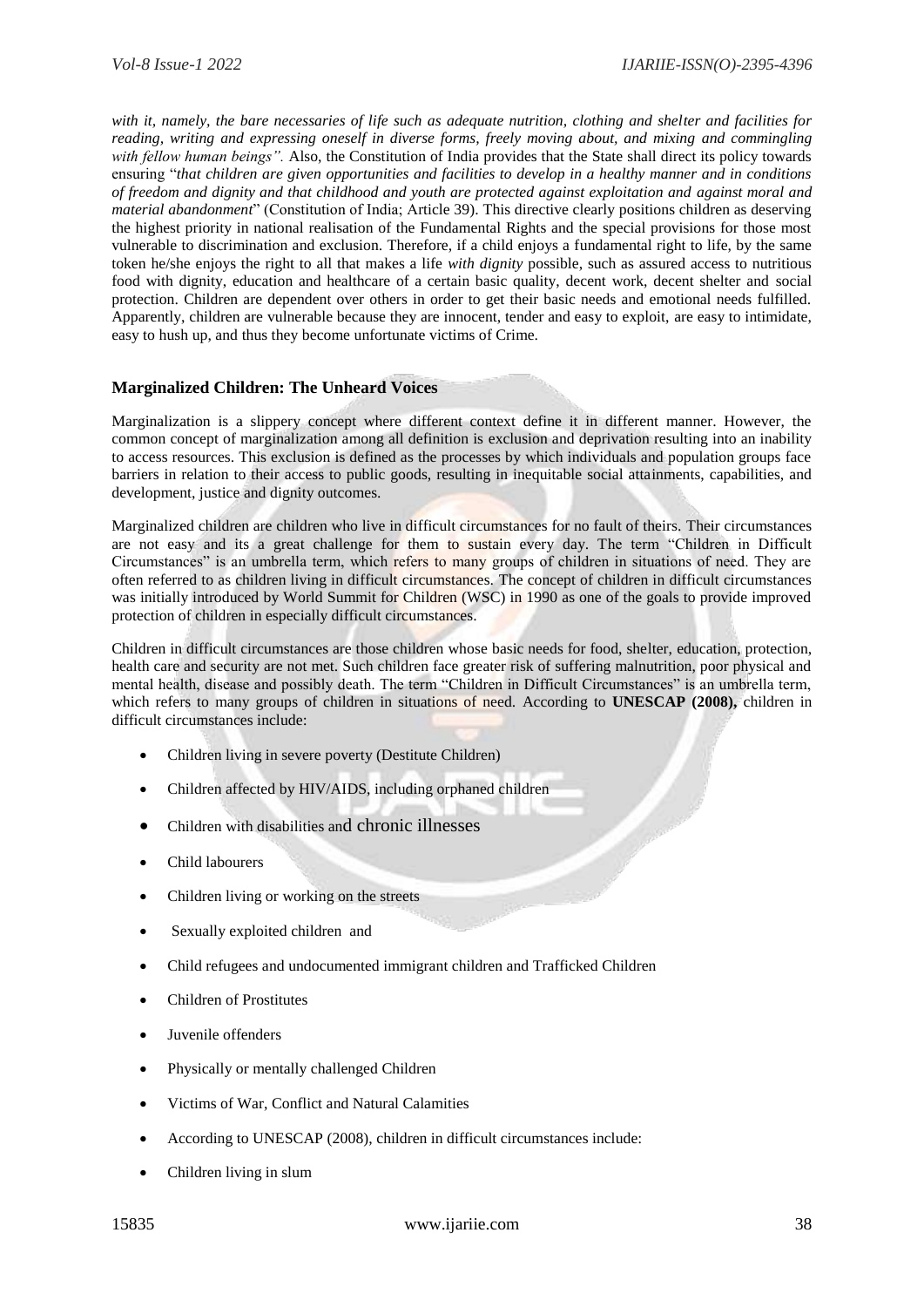*with it, namely, the bare necessaries of life such as adequate nutrition, clothing and shelter and facilities for reading, writing and expressing oneself in diverse forms, freely moving about, and mixing and commingling with fellow human beings".* Also, the Constitution of India provides that the State shall direct its policy towards ensuring "*that children are given opportunities and facilities to develop in a healthy manner and in conditions of freedom and dignity and that childhood and youth are protected against exploitation and against moral and material abandonment*" (Constitution of India; Article 39). This directive clearly positions children as deserving the highest priority in national realisation of the Fundamental Rights and the special provisions for those most vulnerable to discrimination and exclusion. Therefore, if a child enjoys a fundamental right to life, by the same token he/she enjoys the right to all that makes a life *with dignity* possible, such as assured access to nutritious food with dignity, education and healthcare of a certain basic quality, decent work, decent shelter and social protection. Children are dependent over others in order to get their basic needs and emotional needs fulfilled. Apparently, children are vulnerable because they are innocent, tender and easy to exploit, are easy to intimidate, easy to hush up, and thus they become unfortunate victims of Crime.

## Marginalized Children: The Unheard Voices

Marginalization is a slippery concept where different context define it in different manner. However, the common concept of marginalization among all definition is exclusion and deprivation resulting into an inability to access resources. This exclusion is defined as the processes by which individuals and population groups face barriers in relation to their access to public goods, resulting in inequitable social attainments, capabilities, and development, justice and dignity outcomes.

Marginalized children are children who live in difficult circumstances for no fault of theirs. Their circumstances are not easy and its a great challenge for them to sustain every day. The term "Children in Difficult Circumstances" is an umbrella term, which refers to many groups of children in situations of need. They are often referred to as children living in difficult circumstances. The concept of children in difficult circumstances was initially introduced by World Summit for Children (WSC) in 1990 as one of the goals to provide improved protection of children in especially difficult circumstances.

Children in difficult circumstances are those children whose basic needs for food, shelter, education, protection, health care and security are not met. Such children face greater risk of suffering malnutrition, poor physical and mental health, disease and possibly death. The term "Children in Difficult Circumstances" is an umbrella term, which refers to many groups of children in situations of need. According to **UNESCAP (2008),** children in difficult circumstances include:

- Children living in severe poverty (Destitute Children)
- Children affected by HIV/AIDS, including orphaned children
- Children with disabilities and chronic illnesses
- Child labourers
- Children living or working on the streets
- Sexually exploited children and
- Child refugees and undocumented immigrant children and Trafficked Children
- Children of Prostitutes
- Juvenile offenders
- Physically or mentally challenged Children
- Victims of War, Conflict and Natural Calamities
- According to UNESCAP (2008), children in difficult circumstances include:
- Children living in slum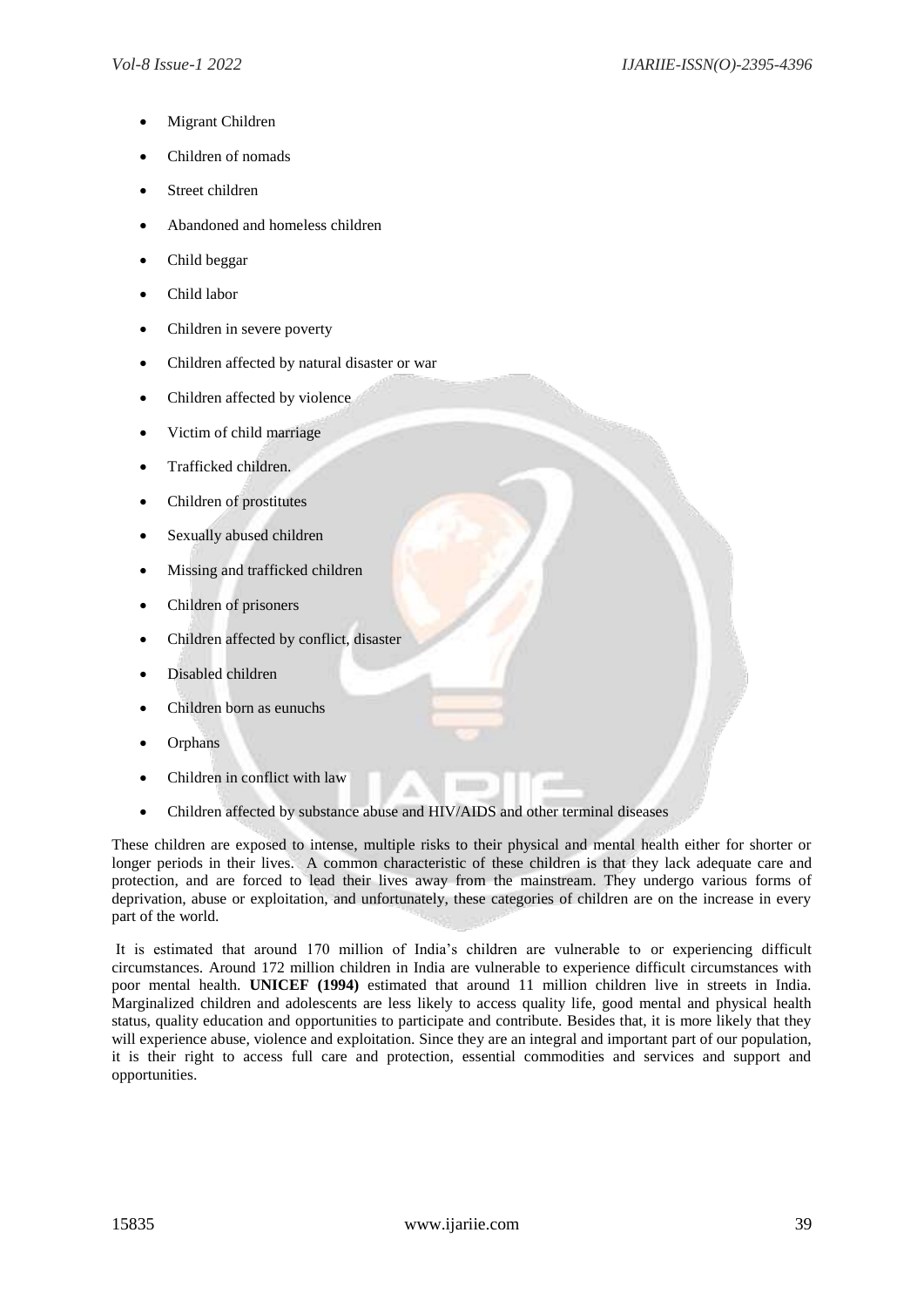- Migrant Children
- Children of nomads
- Street children
- Abandoned and homeless children
- Child beggar
- Child labor
- Children in severe poverty
- Children affected by natural disaster or war
- Children affected by violence
- Victim of child marriage
- Trafficked children.
- Children of prostitutes
- Sexually abused children
- Missing and trafficked children
- Children of prisoners
- Children affected by conflict, disaster
- Disabled children
- Children born as eunuchs
- Orphans
- Children in conflict with law
- Children affected by substance abuse and HIV/AIDS and other terminal diseases

These children are exposed to intense, multiple risks to their physical and mental health either for shorter or longer periods in their lives. A common characteristic of these children is that they lack adequate care and protection, and are forced to lead their lives away from the mainstream. They undergo various forms of deprivation, abuse or exploitation, and unfortunately, these categories of children are on the increase in every part of the world.

It is estimated that around 170 million of India's children are vulnerable to or experiencing difficult circumstances. Around 172 million children in India are vulnerable to experience difficult circumstances with poor mental health. **UNICEF (1994)** estimated that around 11 million children live in streets in India. Marginalized children and adolescents are less likely to access quality life, good mental and physical health status, quality education and opportunities to participate and contribute. Besides that, it is more likely that they will experience abuse, violence and exploitation. Since they are an integral and important part of our population, it is their right to access full care and protection, essential commodities and services and support and opportunities.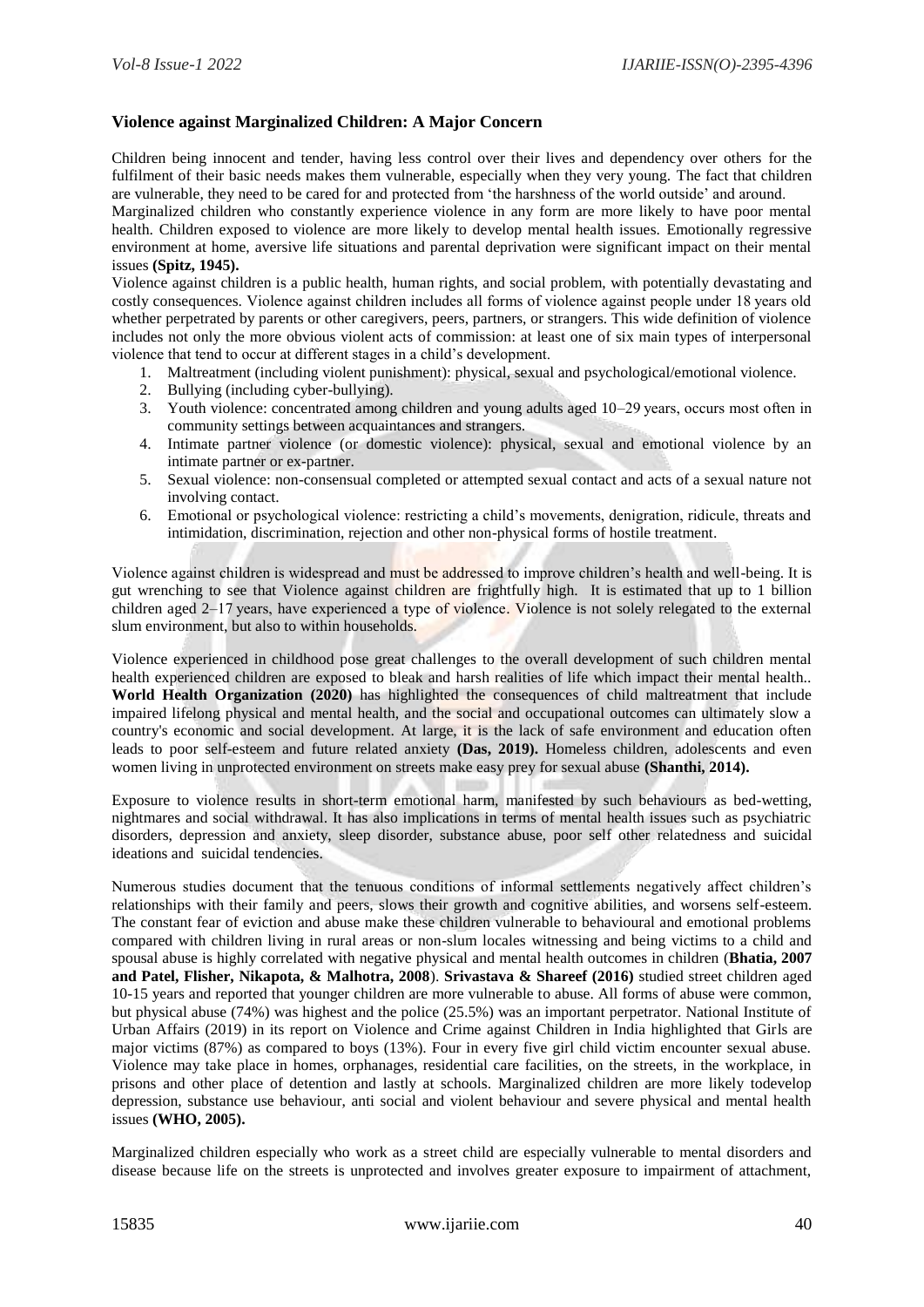### Violence against Marginalized Children: A Major Concern

Children being innocent and tender, having less control over their lives and dependency over others for the fulfilment of their basic needs makes them vulnerable, especially when they very young. The fact that children are vulnerable, they need to be cared for and protected from 'the harshness of the world outside' and around.

Marginalized children who constantly experience violence in any form are more likely to have poor mental health. Children exposed to violence are more likely to develop mental health issues. Emotionally regressive environment at home, aversive life situations and parental deprivation were significant impact on their mental issues **(Spitz, 1945).**

Violence against children is a public health, human rights, and social problem, with potentially devastating and costly consequences. Violence against children includes all forms of violence against people under 18 years old whether perpetrated by parents or other caregivers, peers, partners, or strangers. This wide definition of violence includes not only the more obvious violent acts of commission: at least one of six main types of interpersonal violence that tend to occur at different stages in a child's development.

1. Maltreatment (including violent punishment): physical, sexual and psychological/emotional violence.
2. Bullying (including cyber-bullying).
3. Youth violence: concentrated among children and young adults aged 10–29 years, occurs most often in community settings between acquaintances and strangers.
4. Intimate partner violence (or domestic violence): physical, sexual and emotional violence by an intimate partner or ex-partner.
5. Sexual violence: non-consensual completed or attempted sexual contact and acts of a sexual nature not involving contact.
6. Emotional or psychological violence: restricting a child's movements, denigration, ridicule, threats and intimidation, discrimination, rejection and other non-physical forms of hostile treatment.

Violence against children is widespread and must be addressed to improve children's health and well-being. It is gut wrenching to see that Violence against children are frightfully high. It is estimated that up to 1 billion children aged 2–17 years, have experienced a type of violence. Violence is not solely relegated to the external slum environment, but also to within households.

Violence experienced in childhood pose great challenges to the overall development of such children mental health experienced children are exposed to bleak and harsh realities of life which impact their mental health.. **World Health Organization (2020)** has highlighted the consequences of child maltreatment that include impaired lifelong physical and mental health, and the social and occupational outcomes can ultimately slow a country's economic and social development. At large, it is the lack of safe environment and education often leads to poor self-esteem and future related anxiety **(Das, 2019).** Homeless children, adolescents and even women living in unprotected environment on streets make easy prey for sexual abuse **(Shanthi, 2014).**

Exposure to violence results in short-term emotional harm, manifested by such behaviours as bed-wetting, nightmares and social withdrawal. It has also implications in terms of mental health issues such as psychiatric disorders, depression and anxiety, sleep disorder, substance abuse, poor self other relatedness and suicidal ideations and suicidal tendencies.

Numerous studies document that the tenuous conditions of informal settlements negatively affect children's relationships with their family and peers, slows their growth and cognitive abilities, and worsens self-esteem. The constant fear of eviction and abuse make these children vulnerable to behavioural and emotional problems compared with children living in rural areas or non-slum locales witnessing and being victims to a child and spousal abuse is highly correlated with negative physical and mental health outcomes in children (**Bhatia, 2007 and Patel, Flisher, Nikapota, & Malhotra, 2008**). **Srivastava & Shareef (2016)** studied street children aged 10-15 years and reported that younger children are more vulnerable to abuse. All forms of abuse were common, but physical abuse (74%) was highest and the police (25.5%) was an important perpetrator. National Institute of Urban Affairs (2019) in its report on Violence and Crime against Children in India highlighted that Girls are major victims (87%) as compared to boys (13%). Four in every five girl child victim encounter sexual abuse. Violence may take place in homes, orphanages, residential care facilities, on the streets, in the workplace, in prisons and other place of detention and lastly at schools. Marginalized children are more likely todevelop depression, substance use behaviour, anti social and violent behaviour and severe physical and mental health issues **(WHO, 2005).**

Marginalized children especially who work as a street child are especially vulnerable to mental disorders and disease because life on the streets is unprotected and involves greater exposure to impairment of attachment,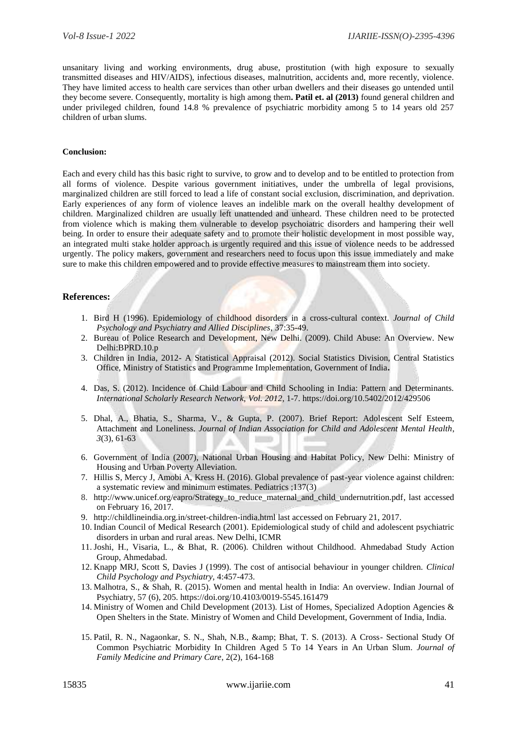unsanitary living and working environments, drug abuse, prostitution (with high exposure to sexually transmitted diseases and HIV/AIDS), infectious diseases, malnutrition, accidents and, more recently, violence. They have limited access to health care services than other urban dwellers and their diseases go untended until they become severe. Consequently, mortality is high among them**. Patil et. al (2013)** found general children and under privileged children, found 14.8 % prevalence of psychiatric morbidity among 5 to 14 years old 257 children of urban slums.

**Conclusion:**

Each and every child has this basic right to survive, to grow and to develop and to be entitled to protection from all forms of violence. Despite various government initiatives, under the umbrella of legal provisions, marginalized children are still forced to lead a life of constant social exclusion, discrimination, and deprivation. Early experiences of any form of violence leaves an indelible mark on the overall healthy development of children. Marginalized children are usually left unattended and unheard. These children need to be protected from violence which is making them vulnerable to develop psychoiatric disorders and hampering their well being. In order to ensure their adequate safety and to promote their holistic development in most possible way, an integrated multi stake holder approach is urgently required and this issue of violence needs to be addressed urgently. The policy makers, government and researchers need to focus upon this issue immediately and make sure to make this children empowered and to provide effective measures to mainstream them into society.

## References:

1. Bird H (1996). Epidemiology of childhood disorders in a cross-cultural context. *Journal of Child Psychology and Psychiatry and Allied Disciplines*, 37:35-49.
2. Bureau of Police Research and Development, New Delhi. (2009). Child Abuse: An Overview. New Delhi:BPRD.10.p
3. Children in India, 2012- A Statistical Appraisal (2012). Social Statistics Division, Central Statistics Office, Ministry of Statistics and Programme Implementation, Government of India**.**
4. Das, S. (2012). Incidence of Child Labour and Child Schooling in India: Pattern and Determinants. *International Scholarly Research Network, Vol. 2012,* 1-7. https://doi.org/10.5402/2012/429506
5. Dhal, A., Bhatia, S., Sharma, V., & Gupta, P. (2007). Brief Report: Adolescent Self Esteem, Attachment and Loneliness. *Journal of Indian Association for Child and Adolescent Mental Health*, *3*(3), 61-63
6. Government of India (2007), National Urban Housing and Habitat Policy, New Delhi: Ministry of Housing and Urban Poverty Alleviation.
7. Hillis S, Mercy J, Amobi A, Kress H. (2016). Global prevalence of past-year violence against children: a systematic review and minimum estimates. Pediatrics ;137(3)
8. http://www.unicef.org/eapro/Strategy_to_reduce_maternal_and_child_undernutrition.pdf, last accessed on February 16, 2017.
9. http://childlineindia.org.in/street-children-india.html last accessed on February 21, 2017.
10. Indian Council of Medical Research (2001). Epidemiological study of child and adolescent psychiatric disorders in urban and rural areas. New Delhi, ICMR
11. Joshi, H., Visaria, L., & Bhat, R. (2006). Children without Childhood. Ahmedabad Study Action Group, Ahmedabad.
12. Knapp MRJ, Scott S, Davies J (1999). The cost of antisocial behaviour in younger children. *Clinical Child Psychology and Psychiatry*, 4:457-473.
13. Malhotra, S., & Shah, R. (2015). Women and mental health in India: An overview. Indian Journal of Psychiatry, 57 (6), 205. https://doi.org/10.4103/0019-5545.161479
14. Ministry of Women and Child Development (2013). List of Homes, Specialized Adoption Agencies & Open Shelters in the State. Ministry of Women and Child Development, Government of India, India.
15. Patil, R. N., Nagaonkar, S. N., Shah, N.B., &amp; Bhat, T. S. (2013). A Cross- Sectional Study Of Common Psychiatric Morbidity In Children Aged 5 To 14 Years in An Urban Slum. *Journal of Family Medicine and Primary Care*, 2(2), 164-168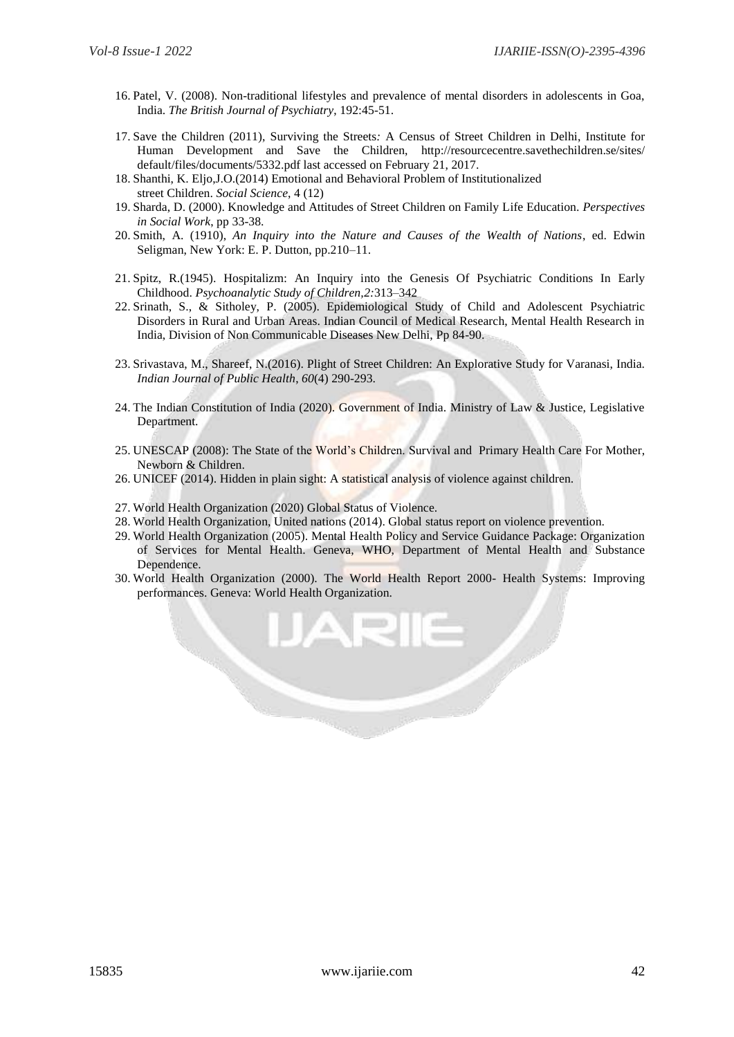16. Patel, V. (2008). Non-traditional lifestyles and prevalence of mental disorders in adolescents in Goa, India. *The British Journal of Psychiatry*, 192:45-51.
17. Save the Children (2011), Surviving the Streets*:* A Census of Street Children in Delhi, Institute for Human Development and Save the Children, http://resourcecentre.savethechildren.se/sites/ default/files/documents/5332.pdf last accessed on February 21, 2017.
18. Shanthi, K. Eljo,J.O.(2014) Emotional and Behavioral Problem of Institutionalized street Children. *Social Science*, 4 (12)
19. Sharda, D. (2000). Knowledge and Attitudes of Street Children on Family Life Education. *Perspectives in Social Work*, pp 33-38.
20. Smith, A. (1910), *An Inquiry into the Nature and Causes of the Wealth of Nations*, ed. Edwin Seligman, New York: E. P. Dutton, pp.210–11.
21. Spitz, R.(1945). Hospitalizm: An Inquiry into the Genesis Of Psychiatric Conditions In Early Childhood. *Psychoanalytic Study of Children,2:*313–342
22. Srinath, S., & Sitholey, P. (2005). Epidemiological Study of Child and Adolescent Psychiatric Disorders in Rural and Urban Areas. Indian Council of Medical Research, Mental Health Research in India, Division of Non Communicable Diseases New Delhi, Pp 84-90.
23. Srivastava, M., Shareef, N.(2016). Plight of Street Children: An Explorative Study for Varanasi, India. *Indian Journal of Public Health*, *60*(4) 290-293.
24. The Indian Constitution of India (2020). Government of India. Ministry of Law & Justice, Legislative Department.
25. UNESCAP (2008): The State of the World's Children. Survival and Primary Health Care For Mother, Newborn & Children.
26. UNICEF (2014). Hidden in plain sight: A statistical analysis of violence against children.
27. World Health Organization (2020) Global Status of Violence.
28. World Health Organization, United nations (2014). Global status report on violence prevention.
29. World Health Organization (2005). Mental Health Policy and Service Guidance Package: Organization of Services for Mental Health. Geneva, WHO, Department of Mental Health and Substance Dependence.
30. World Health Organization (2000). The World Health Report 2000- Health Systems: Improving performances. Geneva: World Health Organization.